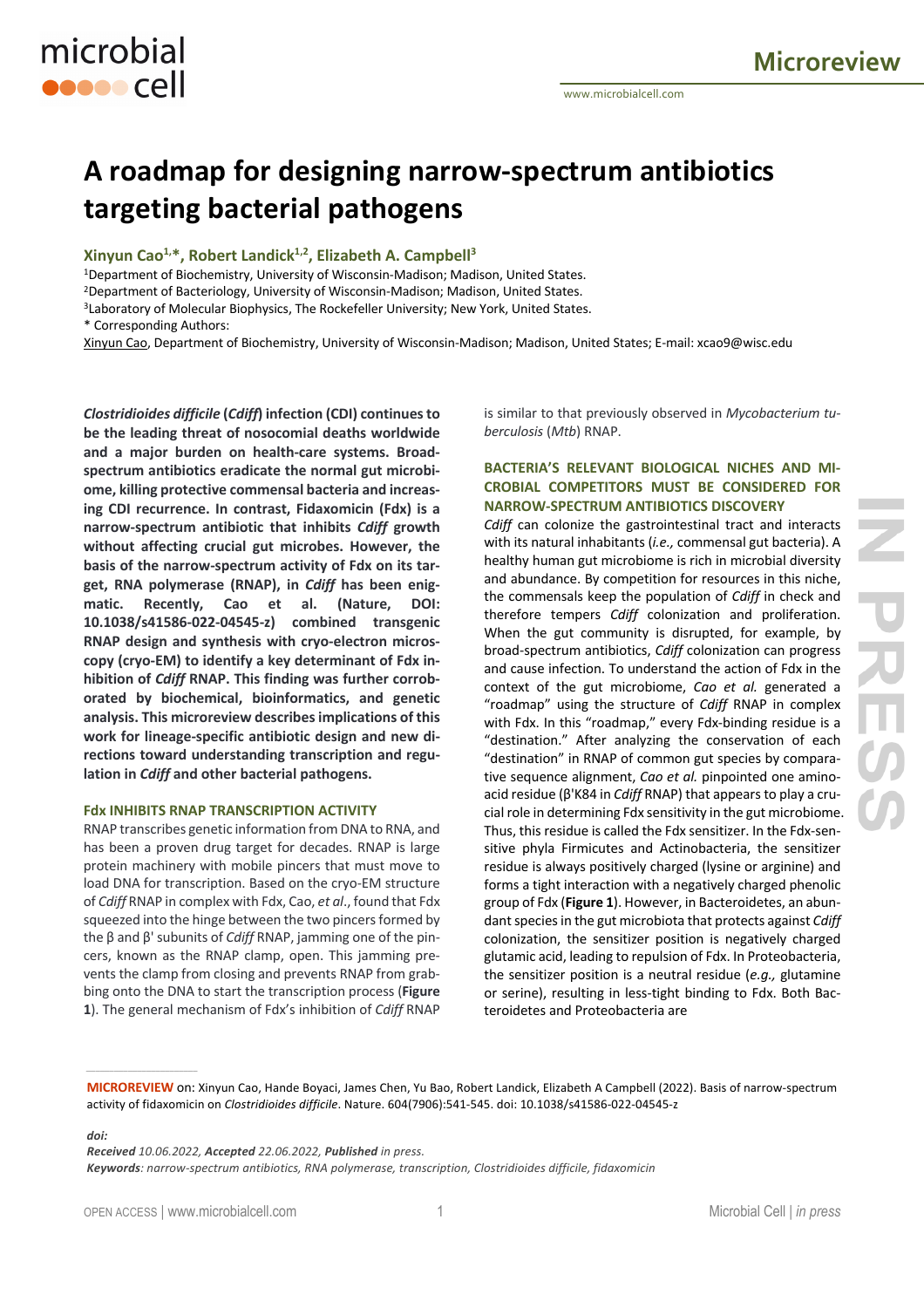# A roadmap for designing narrow-spectrum antibiotics targeting bacterial pathogens

**Xinyun Cao[1,*], Robert Landick[1,2], Elizabeth A. Campbell[3]**

[1]Department of Biochemistry, University of Wisconsin-Madison; Madison, United States.
[2]Department of Bacteriology, University of Wisconsin-Madison; Madison, United States.
[3]Laboratory of Molecular Biophysics, The Rockefeller University; New York, United States.
* Corresponding Authors:
Xinyun Cao, Department of Biochemistry, University of Wisconsin-Madison; Madison, United States; E-mail: xcao9@wisc.edu

***Clostridioides difficile* (*Cdiff*) infection (CDI) continues to be the leading threat of nosocomial deaths worldwide and a major burden on health-care systems. Broad-spectrum antibiotics eradicate the normal gut microbiome, killing protective commensal bacteria and increasing CDI recurrence. In contrast, Fidaxomicin (Fdx) is a narrow-spectrum antibiotic that inhibits *Cdiff* growth without affecting crucial gut microbes. However, the basis of the narrow-spectrum activity of Fdx on its target, RNA polymerase (RNAP), in *Cdiff* has been enigmatic. Recently, Cao et al. (Nature, DOI: 10.1038/s41586-022-04545-z) combined transgenic RNAP design and synthesis with cryo-electron microscopy (cryo-EM) to identify a key determinant of Fdx inhibition of *Cdiff* RNAP. This finding was further corroborated by biochemical, bioinformatics, and genetic analysis. This microreview describes implications of this work for lineage-specific antibiotic design and new directions toward understanding transcription and regulation in *Cdiff* and other bacterial pathogens.**

## Fdx INHIBITS RNAP TRANSCRIPTION ACTIVITY

RNAP transcribes genetic information from DNA to RNA, and has been a proven drug target for decades. RNAP is large protein machinery with mobile pincers that must move to load DNA for transcription. Based on the cryo-EM structure of *Cdiff* RNAP in complex with Fdx, Cao, *et al*., found that Fdx squeezed into the hinge between the two pincers formed by the β and β' subunits of *Cdiff* RNAP, jamming one of the pincers, known as the RNAP clamp, open. This jamming prevents the clamp from closing and prevents RNAP from grabbing onto the DNA to start the transcription process (**Figure 1**). The general mechanism of Fdx's inhibition of *Cdiff* RNAP is similar to that previously observed in *Mycobacterium tuberculosis* (*Mtb*) RNAP.

## BACTERIA'S RELEVANT BIOLOGICAL NICHES AND MICROBIAL COMPETITORS MUST BE CONSIDERED FOR NARROW-SPECTRUM ANTIBIOTICS DISCOVERY

*Cdiff* can colonize the gastrointestinal tract and interacts with its natural inhabitants (*i.e.,* commensal gut bacteria). A healthy human gut microbiome is rich in microbial diversity and abundance. By competition for resources in this niche, the commensals keep the population of *Cdiff* in check and therefore tempers *Cdiff* colonization and proliferation. When the gut community is disrupted, for example, by broad-spectrum antibiotics, *Cdiff* colonization can progress and cause infection. To understand the action of Fdx in the context of the gut microbiome, *Cao et al.* generated a "roadmap" using the structure of *Cdiff* RNAP in complex with Fdx. In this "roadmap," every Fdx-binding residue is a "destination." After analyzing the conservation of each "destination" in RNAP of common gut species by comparative sequence alignment, *Cao et al.* pinpointed one amino-acid residue (β'K84 in *Cdiff* RNAP) that appears to play a crucial role in determining Fdx sensitivity in the gut microbiome. Thus, this residue is called the Fdx sensitizer. In the Fdx-sensitive phyla Firmicutes and Actinobacteria, the sensitizer residue is always positively charged (lysine or arginine) and forms a tight interaction with a negatively charged phenolic group of Fdx (**Figure 1**). However, in Bacteroidetes, an abundant species in the gut microbiota that protects against *Cdiff* colonization, the sensitizer position is negatively charged glutamic acid, leading to repulsion of Fdx. In Proteobacteria, the sensitizer position is a neutral residue (*e.g.,* glutamine or serine), resulting in less-tight binding to Fdx. Both Bacteroidetes and Proteobacteria are

---

**MICROREVIEW** on: Xinyun Cao, Hande Boyaci, James Chen, Yu Bao, Robert Landick, Elizabeth A Campbell (2022). Basis of narrow-spectrum activity of fidaxomicin on *Clostridioides difficile*. Nature. 604(7906):541-545. doi: 10.1038/s41586-022-04545-z

***doi:***
***Received** 10.06.2022, **Accepted** 22.06.2022, **Published** in press.*
***Keywords**: narrow-spectrum antibiotics, RNA polymerase, transcription, Clostridioides difficile, fidaxomicin*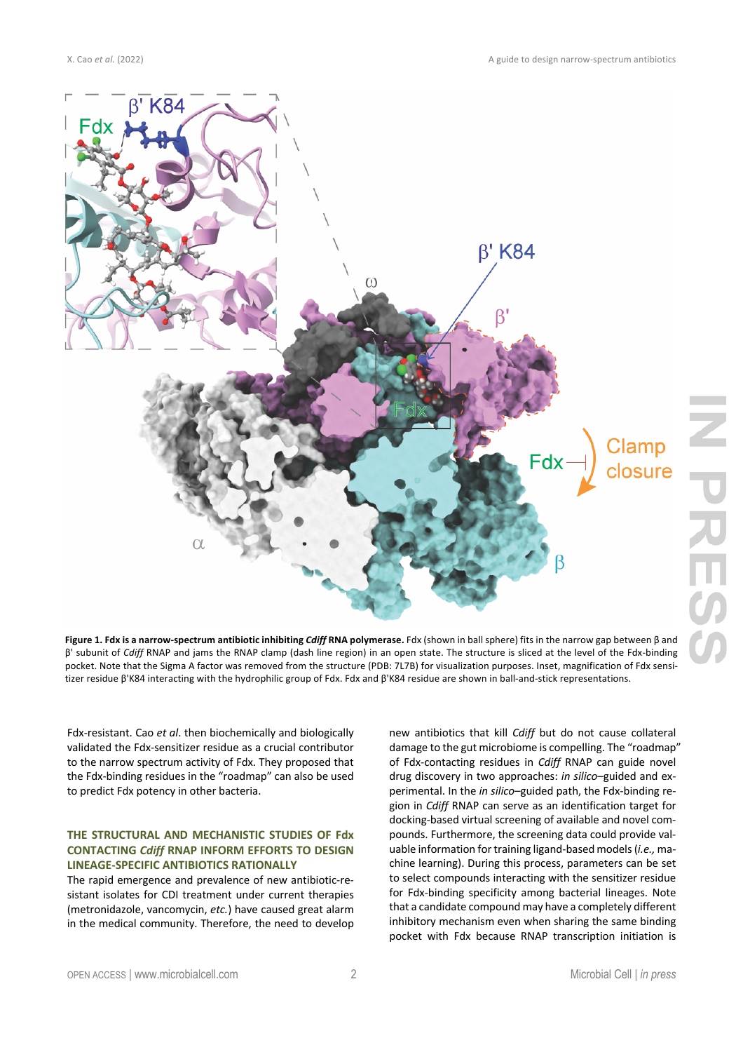**Figure 1. Fdx is a narrow-spectrum antibiotic inhibiting *Cdiff* RNA polymerase.** Fdx (shown in ball sphere) fits in the narrow gap between β and β' subunit of *Cdiff* RNAP and jams the RNAP clamp (dash line region) in an open state. The structure is sliced at the level of the Fdx-binding pocket. Note that the Sigma A factor was removed from the structure (PDB: 7L7B) for visualization purposes. Inset, magnification of Fdx sensitizer residue β'K84 interacting with the hydrophilic group of Fdx. Fdx and β'K84 residue are shown in ball-and-stick representations.

Fdx-resistant. Cao *et al*. then biochemically and biologically validated the Fdx-sensitizer residue as a crucial contributor to the narrow spectrum activity of Fdx. They proposed that the Fdx-binding residues in the "roadmap" can also be used to predict Fdx potency in other bacteria.

## THE STRUCTURAL AND MECHANISTIC STUDIES OF Fdx CONTACTING *Cdiff* RNAP INFORM EFFORTS TO DESIGN LINEAGE-SPECIFIC ANTIBIOTICS RATIONALLY

The rapid emergence and prevalence of new antibiotic-resistant isolates for CDI treatment under current therapies (metronidazole, vancomycin, *etc.*) have caused great alarm in the medical community. Therefore, the need to develop new antibiotics that kill *Cdiff* but do not cause collateral damage to the gut microbiome is compelling. The "roadmap" of Fdx-contacting residues in *Cdiff* RNAP can guide novel drug discovery in two approaches: *in silico*–guided and experimental. In the *in silico*–guided path, the Fdx-binding region in *Cdiff* RNAP can serve as an identification target for docking-based virtual screening of available and novel compounds. Furthermore, the screening data could provide valuable information for training ligand-based models (*i.e.,* machine learning). During this process, parameters can be set to select compounds interacting with the sensitizer residue for Fdx-binding specificity among bacterial lineages. Note that a candidate compound may have a completely different inhibitory mechanism even when sharing the same binding pocket with Fdx because RNAP transcription initiation is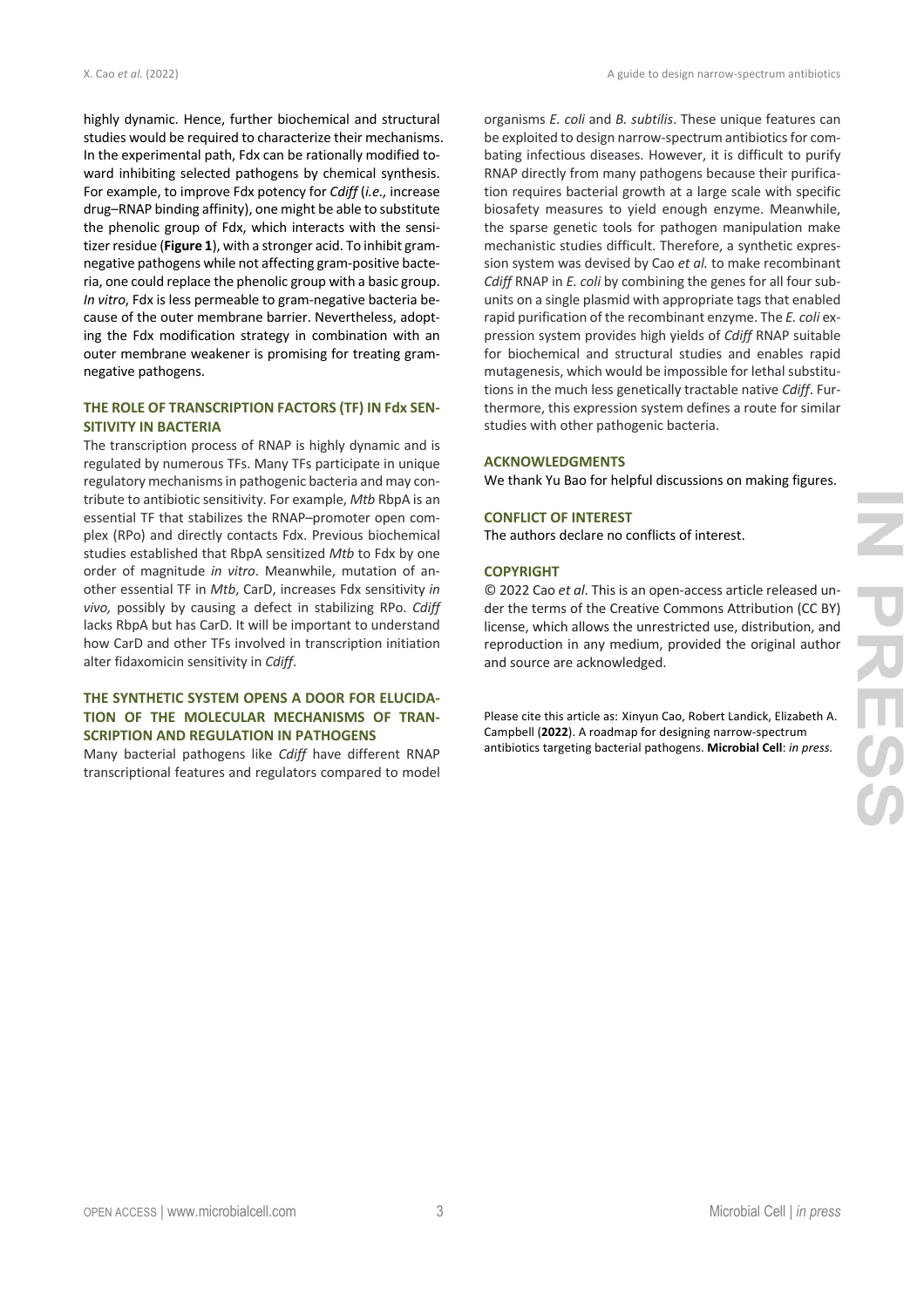highly dynamic. Hence, further biochemical and structural studies would be required to characterize their mechanisms. In the experimental path, Fdx can be rationally modified toward inhibiting selected pathogens by chemical synthesis. For example, to improve Fdx potency for *Cdiff* (*i.e.,* increase drug–RNAP binding affinity), one might be able to substitute the phenolic group of Fdx, which interacts with the sensitizer residue (**Figure 1**), with a stronger acid. To inhibit gram-negative pathogens while not affecting gram-positive bacteria, one could replace the phenolic group with a basic group. *In vitro*, Fdx is less permeable to gram-negative bacteria because of the outer membrane barrier. Nevertheless, adopting the Fdx modification strategy in combination with an outer membrane weakener is promising for treating gram-negative pathogens.

## THE ROLE OF TRANSCRIPTION FACTORS (TF) IN Fdx SENSITIVITY IN BACTERIA

The transcription process of RNAP is highly dynamic and is regulated by numerous TFs. Many TFs participate in unique regulatory mechanisms in pathogenic bacteria and may contribute to antibiotic sensitivity. For example, *Mtb* RbpA is an essential TF that stabilizes the RNAP–promoter open complex (RPo) and directly contacts Fdx. Previous biochemical studies established that RbpA sensitized *Mtb* to Fdx by one order of magnitude *in vitro*. Meanwhile, mutation of another essential TF in *Mtb*, CarD, increases Fdx sensitivity *in vivo,* possibly by causing a defect in stabilizing RPo. *Cdiff* lacks RbpA but has CarD. It will be important to understand how CarD and other TFs involved in transcription initiation alter fidaxomicin sensitivity in *Cdiff*.

## THE SYNTHETIC SYSTEM OPENS A DOOR FOR ELUCIDATION OF THE MOLECULAR MECHANISMS OF TRANSCRIPTION AND REGULATION IN PATHOGENS

Many bacterial pathogens like *Cdiff* have different RNAP transcriptional features and regulators compared to model organisms *E. coli* and *B. subtilis*. These unique features can be exploited to design narrow-spectrum antibiotics for combating infectious diseases. However, it is difficult to purify RNAP directly from many pathogens because their purification requires bacterial growth at a large scale with specific biosafety measures to yield enough enzyme. Meanwhile, the sparse genetic tools for pathogen manipulation make mechanistic studies difficult. Therefore, a synthetic expression system was devised by Cao *et al.* to make recombinant *Cdiff* RNAP in *E. coli* by combining the genes for all four subunits on a single plasmid with appropriate tags that enabled rapid purification of the recombinant enzyme. The *E. coli* expression system provides high yields of *Cdiff* RNAP suitable for biochemical and structural studies and enables rapid mutagenesis, which would be impossible for lethal substitutions in the much less genetically tractable native *Cdiff*. Furthermore, this expression system defines a route for similar studies with other pathogenic bacteria.

## ACKNOWLEDGMENTS

We thank Yu Bao for helpful discussions on making figures.

## CONFLICT OF INTEREST

The authors declare no conflicts of interest.

## COPYRIGHT

© 2022 Cao *et al*. This is an open-access article released under the terms of the Creative Commons Attribution (CC BY) license, which allows the unrestricted use, distribution, and reproduction in any medium, provided the original author and source are acknowledged.

Please cite this article as: Xinyun Cao, Robert Landick, Elizabeth A. Campbell (**2022**). A roadmap for designing narrow-spectrum antibiotics targeting bacterial pathogens. **Microbial Cell**: *in press.*